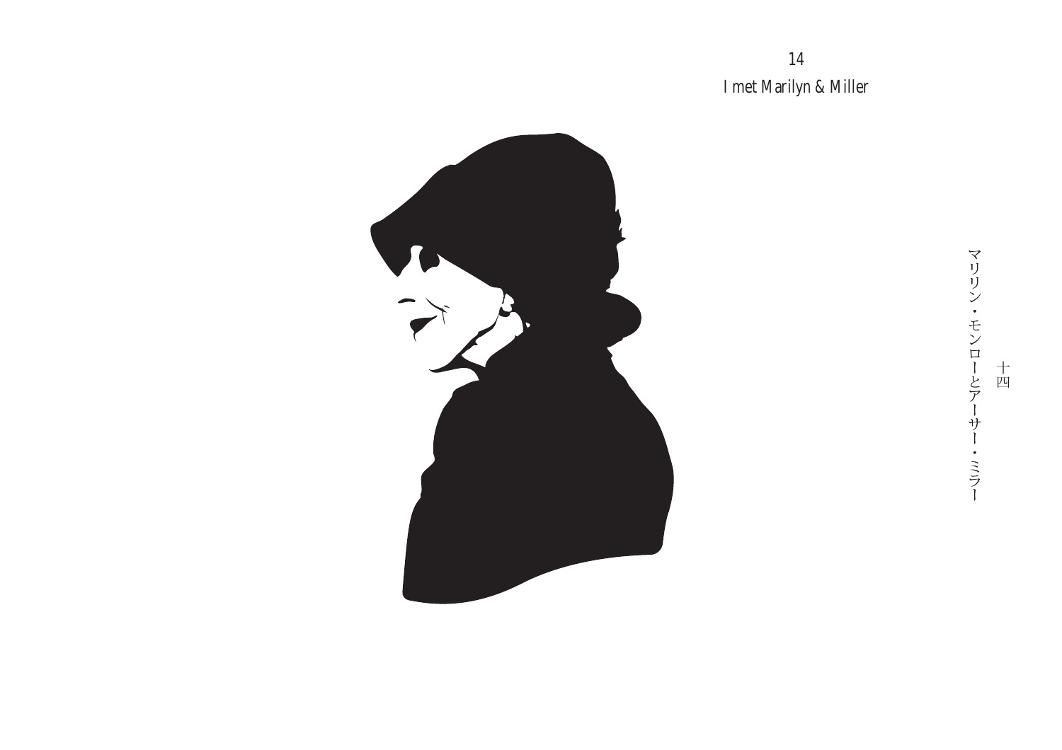# 14

## I met Marilyn & Miller

十四

マリリン・モンローとアーサー・ミラー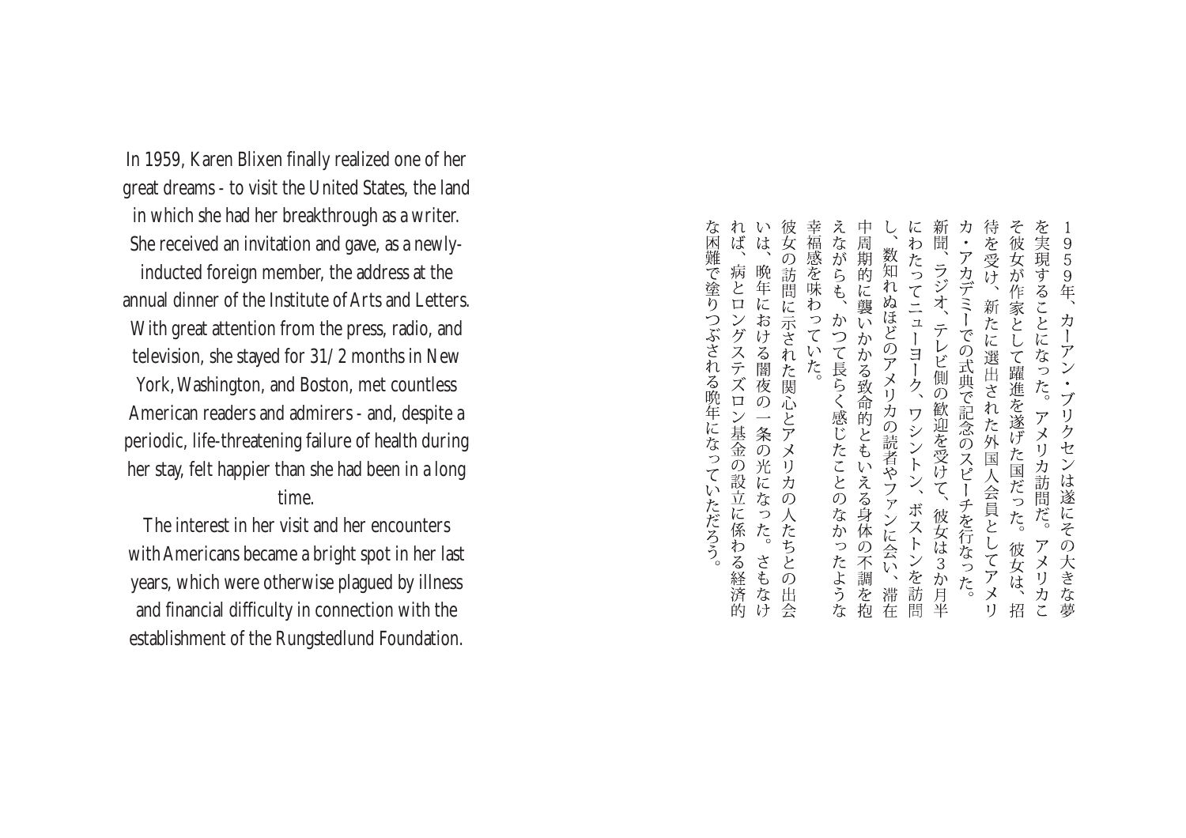In 1959, Karen Blixen finally realized one of her great dreams - to visit the United States, the land in which she had her breakthrough as a writer. She received an invitation and gave, as a newly-inducted foreign member, the address at the annual dinner of the Institute of Arts and Letters. With great attention from the press, radio, and television, she stayed for 31/2 months in New York, Washington, and Boston, met countless American readers and admirers - and, despite a periodic, life-threatening failure of health during her stay, felt happier than she had been in a long time.

The interest in her visit and her encounters with Americans became a bright spot in her last years, which were otherwise plagued by illness and financial difficulty in connection with the establishment of the Rungstedlund Foundation.

1959年、カーアン・ブリクセンは遂にその大きな夢を実現することになった。アメリカ訪問だ。アメリカこそ彼女が作家として躍進を遂げた国だった。彼女は、招待を受け、新たに選出された外国人会員としてアメリカ・アカデミーでの式典で記念のスピーチを行なった。新聞、ラジオ、テレビ側の歓迎を受けて、彼女は3か月半にわたってニューヨーク、ワシントン、ボストンを訪問し、数知れぬほどのアメリカの読者やファンに会い、滞在中周期的に襲いかかる致命的ともいえる身体の不調を抱えながらも、かつて長らく感じたことのなかったような幸福感を味わっていた。

彼女の訪問に示された関心とアメリカの人たちとの出会いは、晩年における闇夜の一条の光になった。さもなければ、病とロングステズロン基金の設立に係わる経済的な困難で塗りつぶされる晩年になっていただろう。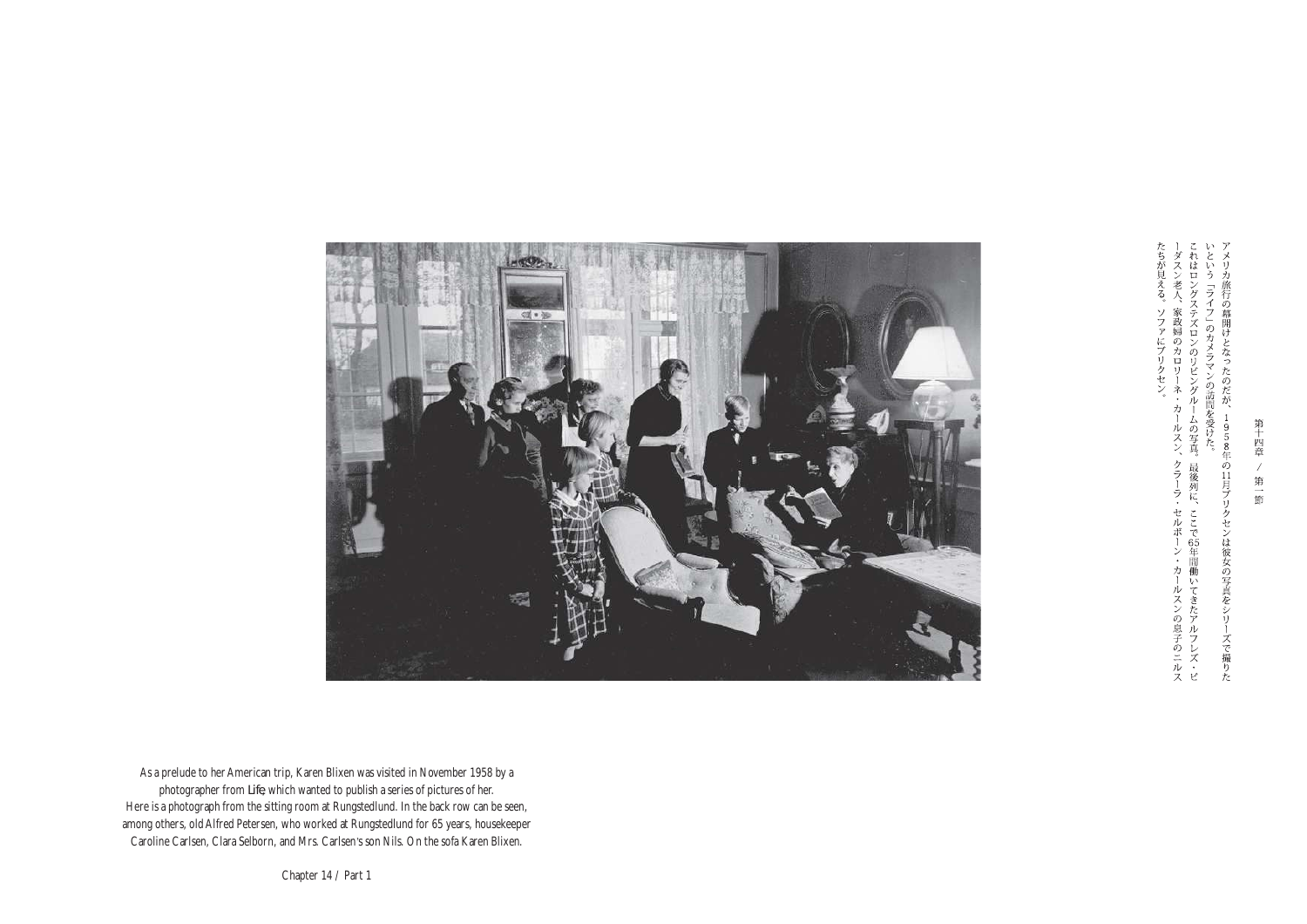第十四章 ／ 第一節

アメリカ旅行の幕開けとなったのだが、1958年の11月ブリクセンは彼女の写真をシリーズで撮りたいという「ライフ」のカメラマンの訪問を受けた。

これはロングステズロンのリビングルームの写真。最後列に、ここで65年間働いてきたアルフレズ・ピーダスン老人、家政婦のカロリーネ・カールスン、クラーラ・セルボーン・カールスンの息子のニルスたちが見える。ソファにブリクセン。

As a prelude to her American trip, Karen Blixen was visited in November 1958 by a photographer from *Life*, which wanted to publish a series of pictures of her.
Here is a photograph from the sitting room at Rungstedlund. In the back row can be seen, among others, old Alfred Petersen, who worked at Rungstedlund for 65 years, housekeeper Caroline Carlsen, Clara Selborn, and Mrs. Carlsen's son Nils. On the sofa Karen Blixen.

Chapter 14 / Part 1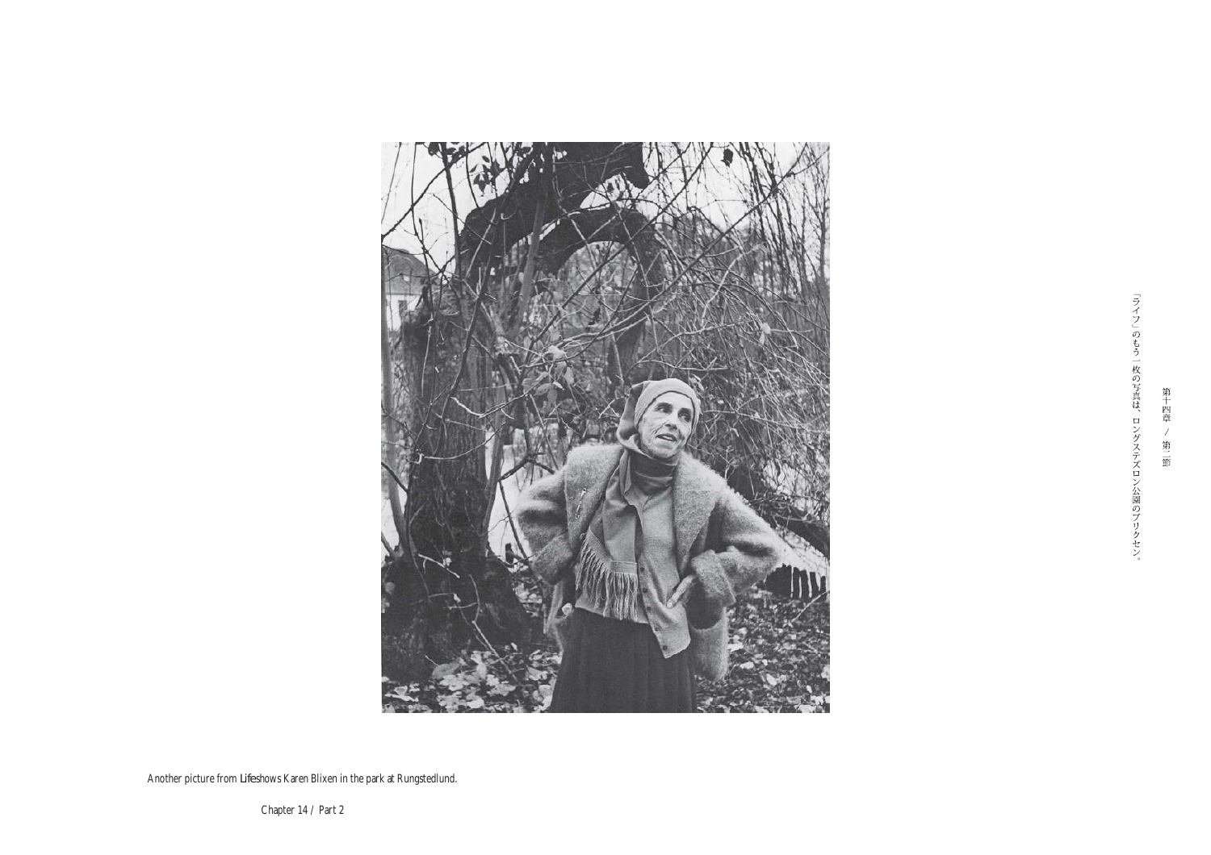Another picture from *Life* shows Karen Blixen in the park at Rungstedlund.

「ライフ」のもう一枚の写真は、ロングステズロン公園のブリクセン。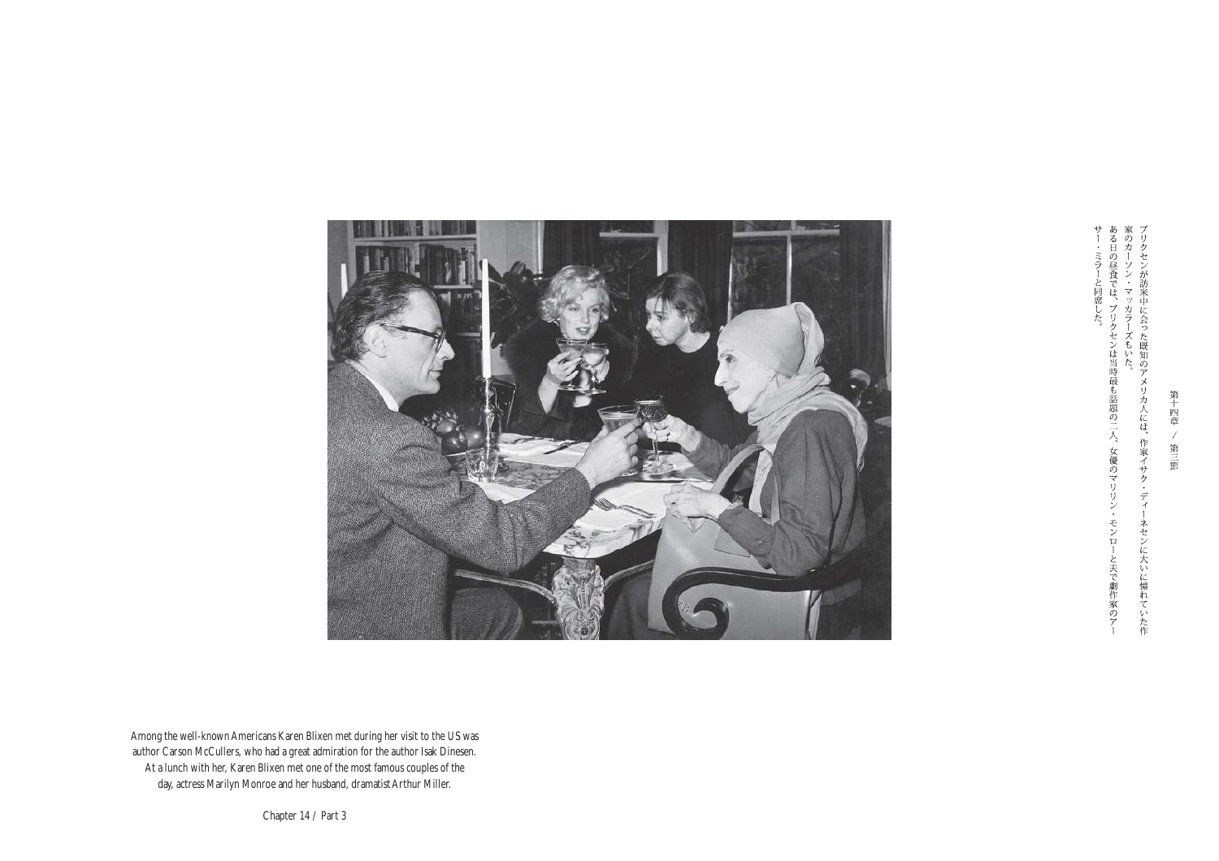ブリクセンが訪米中に会った既知のアメリカ人には、作家イサク・ディーネセンに大いに憧れていた作家のカーソン・マッカラーズもいた。
ある日の昼食では、ブリクセンは当時最も話題の二人、女優のマリリン・モンローと夫で劇作家のアーサー・ミラーと同席した。

Among the well-known Americans Karen Blixen met during her visit to the US was author Carson McCullers, who had a great admiration for the author Isak Dinesen. At a lunch with her, Karen Blixen met one of the most famous couples of the day, actress Marilyn Monroe and her husband, dramatist Arthur Miller.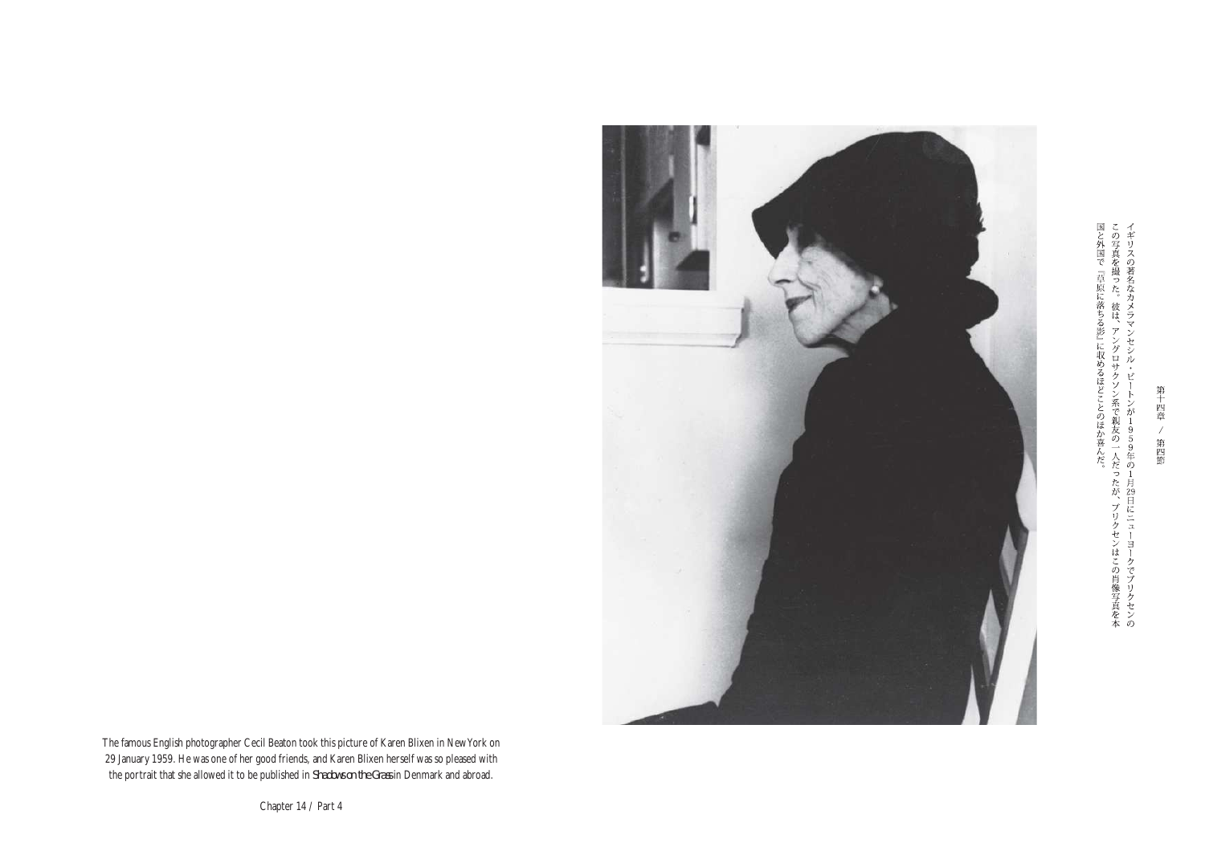第十四章 ／ 第四節

イギリスの著名なカメラマンセシル・ビートンが１９５９年の１月29日にニューヨークでブリクセンのこの写真を撮った。彼は、アングロサクソン系で親友の一人だったが、ブリクセンはこの肖像写真を本国と外国で『草原に落ちる影』に収めるほどことのほか喜んだ。

The famous English photographer Cecil Beaton took this picture of Karen Blixen in New York on 29 January 1959. He was one of her good friends, and Karen Blixen herself was so pleased with the portrait that she allowed it to be published in *Shadows on the Grass* in Denmark and abroad.

Chapter 14 / Part 4